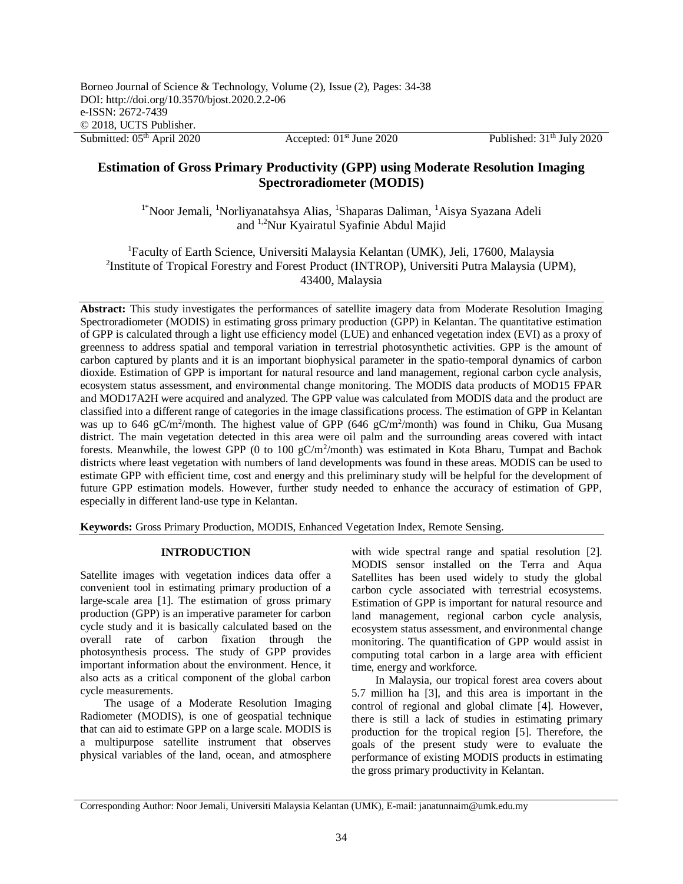Borneo Journal of Science & Technology, Volume (2), Issue (2), Pages: 34-38
DOI: http://doi.org/10.3570/bjost.2020.2.2-06
e-ISSN: 2672-7439
© 2018, UCTS Publisher.

Submitted: 05th April 2020 | Accepted: 01st June 2020 | Published: 31th July 2020

# Estimation of Gross Primary Productivity (GPP) using Moderate Resolution Imaging Spectroradiometer (MODIS)

[1*]Noor Jemali, [1]Norliyanatahsya Alias, [1]Shaparas Daliman, [1]Aisya Syazana Adeli and [1,2]Nur Kyairatul Syafinie Abdul Majid

[1]Faculty of Earth Science, Universiti Malaysia Kelantan (UMK), Jeli, 17600, Malaysia
[2]Institute of Tropical Forestry and Forest Product (INTROP), Universiti Putra Malaysia (UPM), 43400, Malaysia

**Abstract:** This study investigates the performances of satellite imagery data from Moderate Resolution Imaging Spectroradiometer (MODIS) in estimating gross primary production (GPP) in Kelantan. The quantitative estimation of GPP is calculated through a light use efficiency model (LUE) and enhanced vegetation index (EVI) as a proxy of greenness to address spatial and temporal variation in terrestrial photosynthetic activities. GPP is the amount of carbon captured by plants and it is an important biophysical parameter in the spatio-temporal dynamics of carbon dioxide. Estimation of GPP is important for natural resource and land management, regional carbon cycle analysis, ecosystem status assessment, and environmental change monitoring. The MODIS data products of MOD15 FPAR and MOD17A2H were acquired and analyzed. The GPP value was calculated from MODIS data and the product are classified into a different range of categories in the image classifications process. The estimation of GPP in Kelantan was up to 646 $gC/m^2/month$. The highest value of GPP (646 $gC/m^2/month$) was found in Chiku, Gua Musang district. The main vegetation detected in this area were oil palm and the surrounding areas covered with intact forests. Meanwhile, the lowest GPP (0 to 100 $gC/m^2/month$) was estimated in Kota Bharu, Tumpat and Bachok districts where least vegetation with numbers of land developments was found in these areas. MODIS can be used to estimate GPP with efficient time, cost and energy and this preliminary study will be helpful for the development of future GPP estimation models. However, further study needed to enhance the accuracy of estimation of GPP, especially in different land-use type in Kelantan.

**Keywords:** Gross Primary Production, MODIS, Enhanced Vegetation Index, Remote Sensing.

## INTRODUCTION

Satellite images with vegetation indices data offer a convenient tool in estimating primary production of a large-scale area [1]. The estimation of gross primary production (GPP) is an imperative parameter for carbon cycle study and it is basically calculated based on the overall rate of carbon fixation through the photosynthesis process. The study of GPP provides important information about the environment. Hence, it also acts as a critical component of the global carbon cycle measurements.

The usage of a Moderate Resolution Imaging Radiometer (MODIS), is one of geospatial technique that can aid to estimate GPP on a large scale. MODIS is a multipurpose satellite instrument that observes physical variables of the land, ocean, and atmosphere with wide spectral range and spatial resolution [2]. MODIS sensor installed on the Terra and Aqua Satellites has been used widely to study the global carbon cycle associated with terrestrial ecosystems. Estimation of GPP is important for natural resource and land management, regional carbon cycle analysis, ecosystem status assessment, and environmental change monitoring. The quantification of GPP would assist in computing total carbon in a large area with efficient time, energy and workforce.

In Malaysia, our tropical forest area covers about 5.7 million ha [3], and this area is important in the control of regional and global climate [4]. However, there is still a lack of studies in estimating primary production for the tropical region [5]. Therefore, the goals of the present study were to evaluate the performance of existing MODIS products in estimating the gross primary productivity in Kelantan.

Corresponding Author: Noor Jemali, Universiti Malaysia Kelantan (UMK), E-mail: janatunnaim@umk.edu.my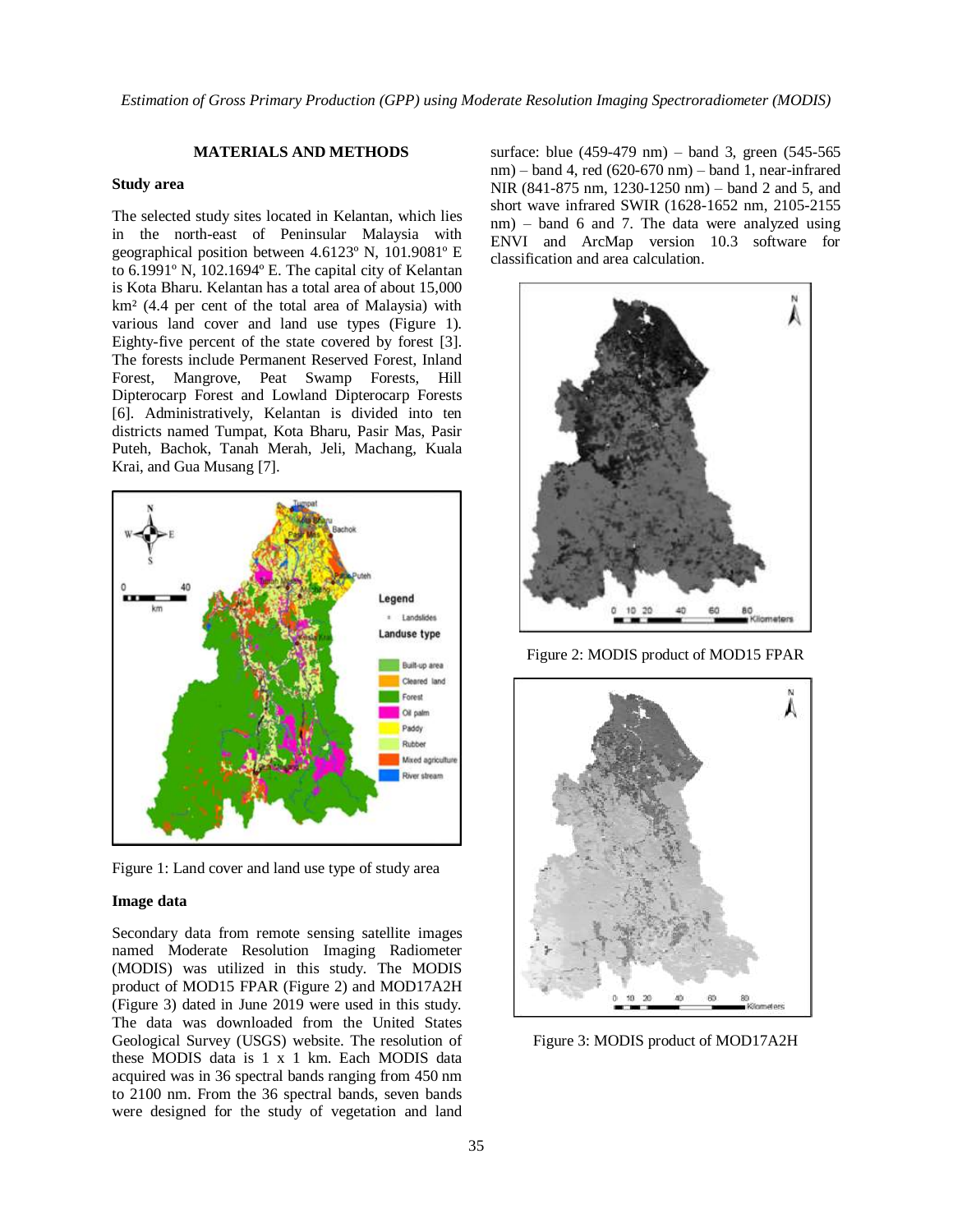## MATERIALS AND METHODS

### Study area

The selected study sites located in Kelantan, which lies in the north-east of Peninsular Malaysia with geographical position between 4.6123º N, 101.9081º E to 6.1991º N, 102.1694º E. The capital city of Kelantan is Kota Bharu. Kelantan has a total area of about 15,000 km² (4.4 per cent of the total area of Malaysia) with various land cover and land use types (Figure 1). Eighty-five percent of the state covered by forest [3]. The forests include Permanent Reserved Forest, Inland Forest, Mangrove, Peat Swamp Forests, Hill Dipterocarp Forest and Lowland Dipterocarp Forests [6]. Administratively, Kelantan is divided into ten districts named Tumpat, Kota Bharu, Pasir Mas, Pasir Puteh, Bachok, Tanah Merah, Jeli, Machang, Kuala Krai, and Gua Musang [7].

Figure 1: Land cover and land use type of study area

### Image data

Secondary data from remote sensing satellite images named Moderate Resolution Imaging Radiometer (MODIS) was utilized in this study. The MODIS product of MOD15 FPAR (Figure 2) and MOD17A2H (Figure 3) dated in June 2019 were used in this study. The data was downloaded from the United States Geological Survey (USGS) website. The resolution of these MODIS data is 1 x 1 km. Each MODIS data acquired was in 36 spectral bands ranging from 450 nm to 2100 nm. From the 36 spectral bands, seven bands were designed for the study of vegetation and land surface: blue (459-479 nm) – band 3, green (545-565 nm) – band 4, red (620-670 nm) – band 1, near-infrared NIR (841-875 nm, 1230-1250 nm) – band 2 and 5, and short wave infrared SWIR (1628-1652 nm, 2105-2155 nm) – band 6 and 7. The data were analyzed using ENVI and ArcMap version 10.3 software for classification and area calculation.

Figure 2: MODIS product of MOD15 FPAR

Figure 3: MODIS product of MOD17A2H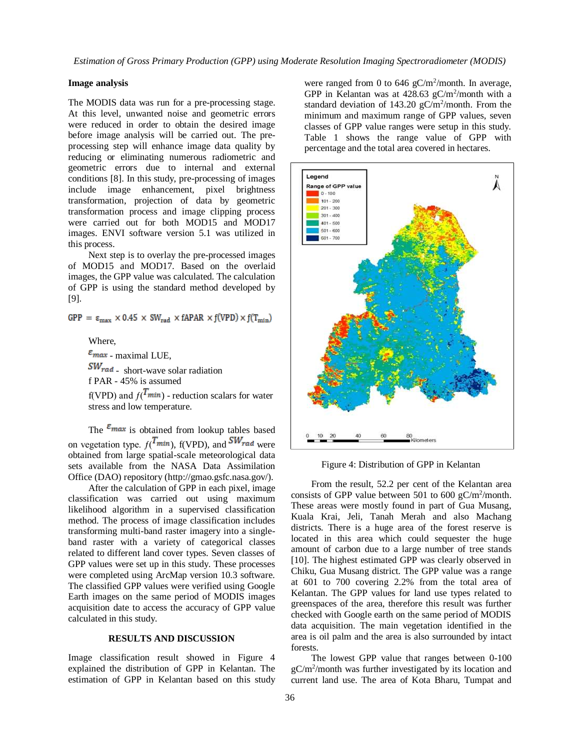### Image analysis

The MODIS data was run for a pre-processing stage. At this level, unwanted noise and geometric errors were reduced in order to obtain the desired image before image analysis will be carried out. The pre-processing step will enhance image data quality by reducing or eliminating numerous radiometric and geometric errors due to internal and external conditions [8]. In this study, pre-processing of images include image enhancement, pixel brightness transformation, projection of data by geometric transformation process and image clipping process were carried out for both MOD15 and MOD17 images. ENVI software version 5.1 was utilized in this process.

Next step is to overlay the pre-processed images of MOD15 and MOD17. Based on the overlaid images, the GPP value was calculated. The calculation of GPP is using the standard method developed by [9].

$$GPP = \varepsilon_{max} \times 0.45 \times SW_{rad} \times fAPAR \times f(VPD) \times f(T_{min})$$

Where,

$\varepsilon_{max}$ - maximal LUE,

$SW_{rad}$ - short-wave solar radiation

f PAR - 45% is assumed

f(VPD) and $f(T_{min})$ - reduction scalars for water stress and low temperature.

The $\varepsilon_{max}$ is obtained from lookup tables based on vegetation type. $f(T_{min})$, f(VPD), and $SW_{rad}$ were obtained from large spatial-scale meteorological data sets available from the NASA Data Assimilation Office (DAO) repository (http://gmao.gsfc.nasa.gov/).

After the calculation of GPP in each pixel, image classification was carried out using maximum likelihood algorithm in a supervised classification method. The process of image classification includes transforming multi-band raster imagery into a single-band raster with a variety of categorical classes related to different land cover types. Seven classes of GPP values were set up in this study. These processes were completed using ArcMap version 10.3 software. The classified GPP values were verified using Google Earth images on the same period of MODIS images acquisition date to access the accuracy of GPP value calculated in this study.

## RESULTS AND DISCUSSION

Image classification result showed in Figure 4 explained the distribution of GPP in Kelantan. The estimation of GPP in Kelantan based on this study were ranged from 0 to 646 gC/m$^2$/month. In average, GPP in Kelantan was at 428.63 gC/m$^2$/month with a standard deviation of 143.20 gC/m$^2$/month. From the minimum and maximum range of GPP values, seven classes of GPP value ranges were setup in this study. Table 1 shows the range value of GPP with percentage and the total area covered in hectares.

Figure 4: Distribution of GPP in Kelantan

From the result, 52.2 per cent of the Kelantan area consists of GPP value between 501 to 600 gC/m$^2$/month. These areas were mostly found in part of Gua Musang, Kuala Krai, Jeli, Tanah Merah and also Machang districts. There is a huge area of the forest reserve is located in this area which could sequester the huge amount of carbon due to a large number of tree stands [10]. The highest estimated GPP was clearly observed in Chiku, Gua Musang district. The GPP value was a range at 601 to 700 covering 2.2% from the total area of Kelantan. The GPP values for land use types related to greenspaces of the area, therefore this result was further checked with Google earth on the same period of MODIS data acquisition. The main vegetation identified in the area is oil palm and the area is also surrounded by intact forests.

The lowest GPP value that ranges between 0-100 gC/m$^2$/month was further investigated by its location and current land use. The area of Kota Bharu, Tumpat and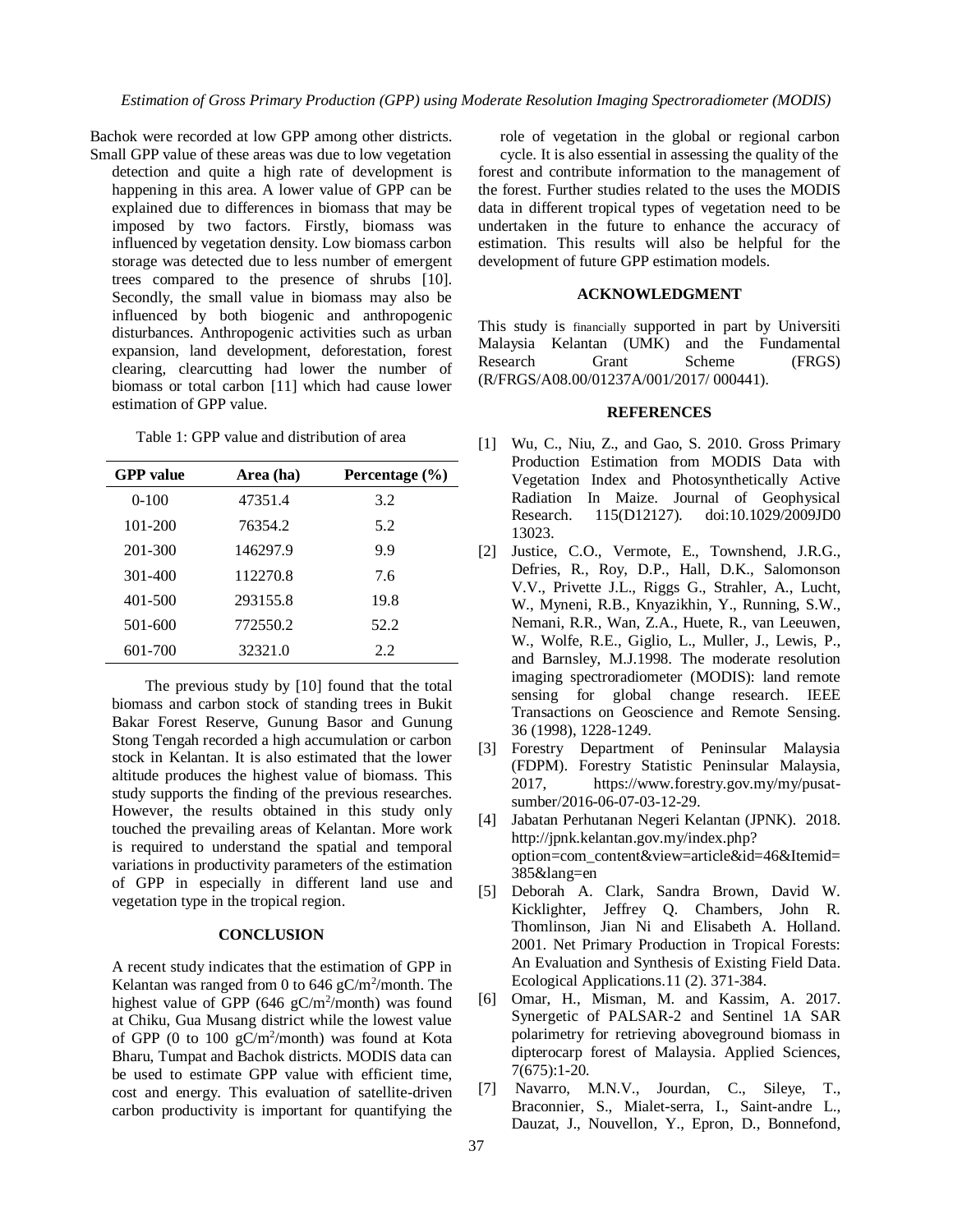Bachok were recorded at low GPP among other districts. Small GPP value of these areas was due to low vegetation detection and quite a high rate of development is happening in this area. A lower value of GPP can be explained due to differences in biomass that may be imposed by two factors. Firstly, biomass was influenced by vegetation density. Low biomass carbon storage was detected due to less number of emergent trees compared to the presence of shrubs [10]. Secondly, the small value in biomass may also be influenced by both biogenic and anthropogenic disturbances. Anthropogenic activities such as urban expansion, land development, deforestation, forest clearing, clearcutting had lower the number of biomass or total carbon [11] which had cause lower estimation of GPP value.

Table 1: GPP value and distribution of area

| GPP value | Area (ha) | Percentage (%) |
|---|---|---|
| 0-100 | 47351.4 | 3.2 |
| 101-200 | 76354.2 | 5.2 |
| 201-300 | 146297.9 | 9.9 |
| 301-400 | 112270.8 | 7.6 |
| 401-500 | 293155.8 | 19.8 |
| 501-600 | 772550.2 | 52.2 |
| 601-700 | 32321.0 | 2.2 |

The previous study by [10] found that the total biomass and carbon stock of standing trees in Bukit Bakar Forest Reserve, Gunung Basor and Gunung Stong Tengah recorded a high accumulation or carbon stock in Kelantan. It is also estimated that the lower altitude produces the highest value of biomass. This study supports the finding of the previous researches. However, the results obtained in this study only touched the prevailing areas of Kelantan. More work is required to understand the spatial and temporal variations in productivity parameters of the estimation of GPP in especially in different land use and vegetation type in the tropical region.

## CONCLUSION

A recent study indicates that the estimation of GPP in Kelantan was ranged from 0 to 646 gC/m$^2$/month. The highest value of GPP (646 gC/m$^2$/month) was found at Chiku, Gua Musang district while the lowest value of GPP (0 to 100 gC/m$^2$/month) was found at Kota Bharu, Tumpat and Bachok districts. MODIS data can be used to estimate GPP value with efficient time, cost and energy. This evaluation of satellite-driven carbon productivity is important for quantifying the role of vegetation in the global or regional carbon cycle. It is also essential in assessing the quality of the forest and contribute information to the management of the forest. Further studies related to the uses the MODIS data in different tropical types of vegetation need to be undertaken in the future to enhance the accuracy of estimation. This results will also be helpful for the development of future GPP estimation models.

## ACKNOWLEDGMENT

This study is financially supported in part by Universiti Malaysia Kelantan (UMK) and the Fundamental Research Grant Scheme (FRGS) (R/FRGS/A08.00/01237A/001/2017/ 000441).

## REFERENCES

[1] Wu, C., Niu, Z., and Gao, S. 2010. Gross Primary Production Estimation from MODIS Data with Vegetation Index and Photosynthetically Active Radiation In Maize. Journal of Geophysical Research. 115(D12127). doi:10.1029/2009JD0 13023.

[2] Justice, C.O., Vermote, E., Townshend, J.R.G., Defries, R., Roy, D.P., Hall, D.K., Salomonson V.V., Privette J.L., Riggs G., Strahler, A., Lucht, W., Myneni, R.B., Knyazikhin, Y., Running, S.W., Nemani, R.R., Wan, Z.A., Huete, R., van Leeuwen, W., Wolfe, R.E., Giglio, L., Muller, J., Lewis, P., and Barnsley, M.J.1998. The moderate resolution imaging spectroradiometer (MODIS): land remote sensing for global change research. IEEE Transactions on Geoscience and Remote Sensing. 36 (1998), 1228-1249.

[3] Forestry Department of Peninsular Malaysia (FDPM). Forestry Statistic Peninsular Malaysia, 2017, https://www.forestry.gov.my/my/pusat-sumber/2016-06-07-03-12-29.

[4] Jabatan Perhutanan Negeri Kelantan (JPNK). 2018. http://jpnk.kelantan.gov.my/index.php?option=com_content&view=article&id=46&Itemid=385&lang=en

[5] Deborah A. Clark, Sandra Brown, David W. Kicklighter, Jeffrey Q. Chambers, John R. Thomlinson, Jian Ni and Elisabeth A. Holland. 2001. Net Primary Production in Tropical Forests: An Evaluation and Synthesis of Existing Field Data. Ecological Applications.11 (2). 371-384.

[6] Omar, H., Misman, M. and Kassim, A. 2017. Synergetic of PALSAR-2 and Sentinel 1A SAR polarimetry for retrieving aboveground biomass in dipterocarp forest of Malaysia. Applied Sciences, 7(675):1-20.

[7] Navarro, M.N.V., Jourdan, C., Sileye, T., Braconnier, S., Mialet-serra, I., Saint-andre L., Dauzat, J., Nouvellon, Y., Epron, D., Bonnefond,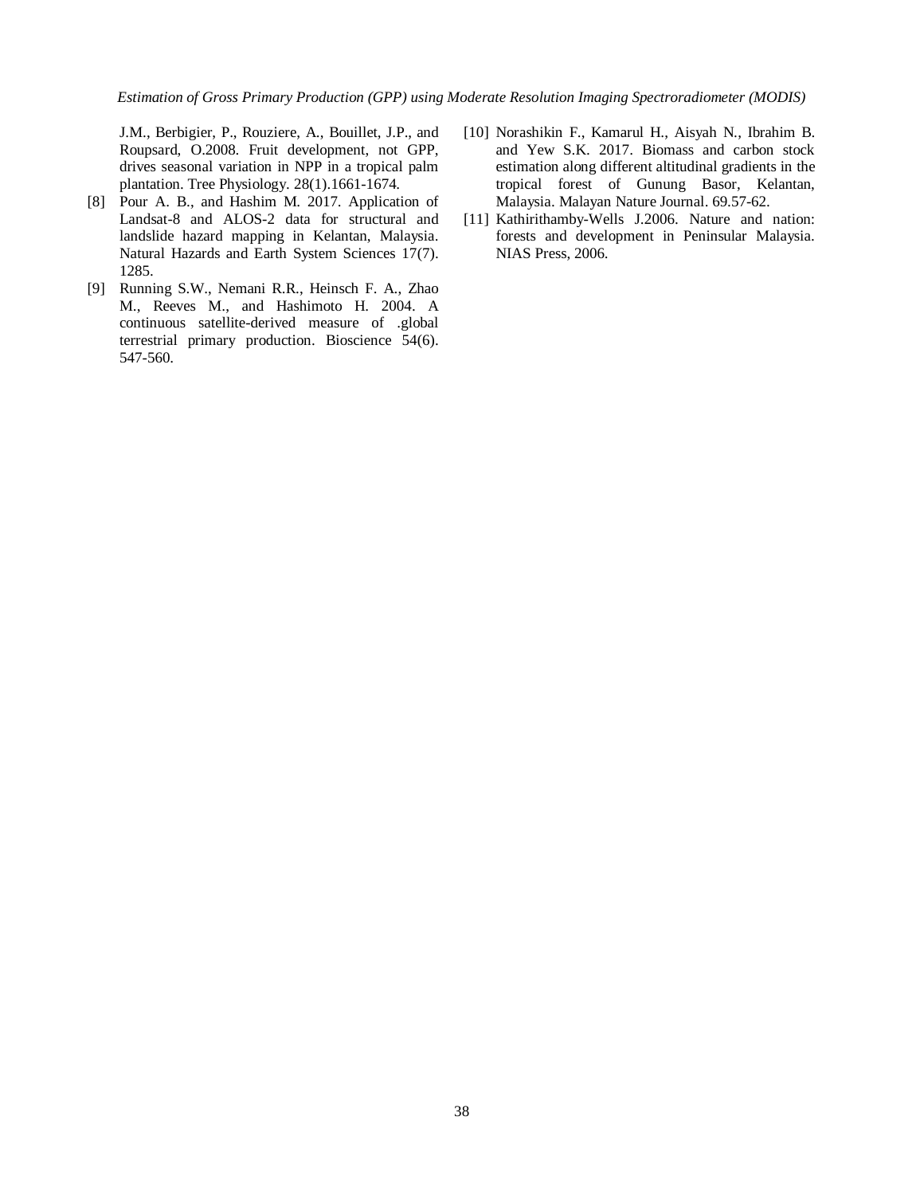J.M., Berbigier, P., Rouziere, A., Bouillet, J.P., and Roupsard, O.2008. Fruit development, not GPP, drives seasonal variation in NPP in a tropical palm plantation. Tree Physiology. 28(1).1661-1674.

[8] Pour A. B., and Hashim M. 2017. Application of Landsat-8 and ALOS-2 data for structural and landslide hazard mapping in Kelantan, Malaysia. Natural Hazards and Earth System Sciences 17(7). 1285.

[9] Running S.W., Nemani R.R., Heinsch F. A., Zhao M., Reeves M., and Hashimoto H. 2004. A continuous satellite-derived measure of .global terrestrial primary production. Bioscience 54(6). 547-560.

[10] Norashikin F., Kamarul H., Aisyah N., Ibrahim B. and Yew S.K. 2017. Biomass and carbon stock estimation along different altitudinal gradients in the tropical forest of Gunung Basor, Kelantan, Malaysia. Malayan Nature Journal. 69.57-62.

[11] Kathirithamby-Wells J.2006. Nature and nation: forests and development in Peninsular Malaysia. NIAS Press, 2006.